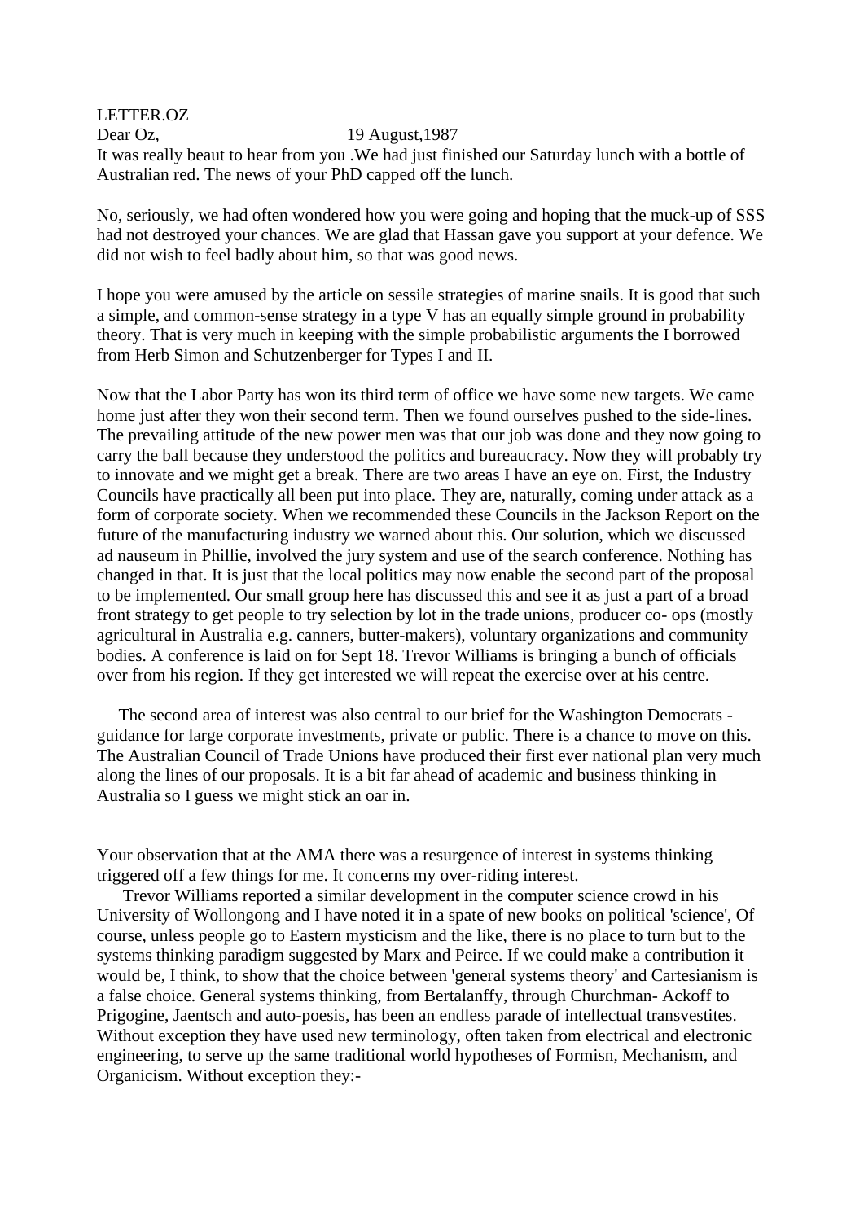LETTER.OZ

Dear Oz, 19 August,1987

It was really beaut to hear from you .We had just finished our Saturday lunch with a bottle of Australian red. The news of your PhD capped off the lunch.

No, seriously, we had often wondered how you were going and hoping that the muck-up of SSS had not destroyed your chances. We are glad that Hassan gave you support at your defence. We did not wish to feel badly about him, so that was good news.

I hope you were amused by the article on sessile strategies of marine snails. It is good that such a simple, and common-sense strategy in a type V has an equally simple ground in probability theory. That is very much in keeping with the simple probabilistic arguments the I borrowed from Herb Simon and Schutzenberger for Types I and II.

Now that the Labor Party has won its third term of office we have some new targets. We came home just after they won their second term. Then we found ourselves pushed to the side-lines. The prevailing attitude of the new power men was that our job was done and they now going to carry the ball because they understood the politics and bureaucracy. Now they will probably try to innovate and we might get a break. There are two areas I have an eye on. First, the Industry Councils have practically all been put into place. They are, naturally, coming under attack as a form of corporate society. When we recommended these Councils in the Jackson Report on the future of the manufacturing industry we warned about this. Our solution, which we discussed ad nauseum in Phillie, involved the jury system and use of the search conference. Nothing has changed in that. It is just that the local politics may now enable the second part of the proposal to be implemented. Our small group here has discussed this and see it as just a part of a broad front strategy to get people to try selection by lot in the trade unions, producer co- ops (mostly agricultural in Australia e.g. canners, butter-makers), voluntary organizations and community bodies. A conference is laid on for Sept 18. Trevor Williams is bringing a bunch of officials over from his region. If they get interested we will repeat the exercise over at his centre.

The second area of interest was also central to our brief for the Washington Democrats - guidance for large corporate investments, private or public. There is a chance to move on this. The Australian Council of Trade Unions have produced their first ever national plan very much along the lines of our proposals. It is a bit far ahead of academic and business thinking in Australia so I guess we might stick an oar in.

Your observation that at the AMA there was a resurgence of interest in systems thinking triggered off a few things for me. It concerns my over-riding interest.

Trevor Williams reported a similar development in the computer science crowd in his University of Wollongong and I have noted it in a spate of new books on political 'science', Of course, unless people go to Eastern mysticism and the like, there is no place to turn but to the systems thinking paradigm suggested by Marx and Peirce. If we could make a contribution it would be, I think, to show that the choice between 'general systems theory' and Cartesianism is a false choice. General systems thinking, from Bertalanffy, through Churchman- Ackoff to Prigogine, Jaentsch and auto-poesis, has been an endless parade of intellectual transvestites. Without exception they have used new terminology, often taken from electrical and electronic engineering, to serve up the same traditional world hypotheses of Formisn, Mechanism, and Organicism. Without exception they:-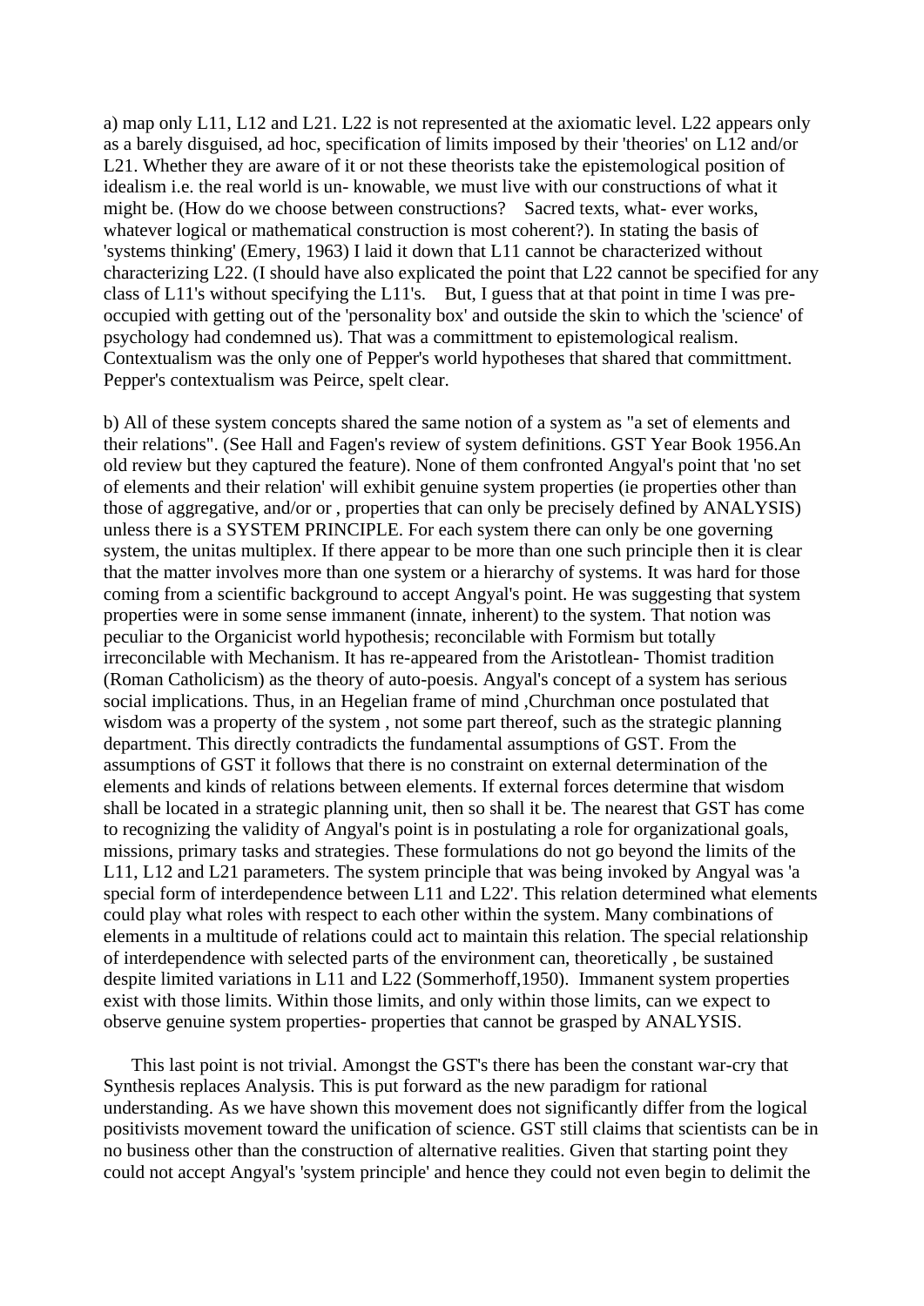a) map only L11, L12 and L21. L22 is not represented at the axiomatic level. L22 appears only as a barely disguised, ad hoc, specification of limits imposed by their 'theories' on L12 and/or L21. Whether they are aware of it or not these theorists take the epistemological position of idealism i.e. the real world is un- knowable, we must live with our constructions of what it might be. (How do we choose between constructions?   Sacred texts, what- ever works, whatever logical or mathematical construction is most coherent?). In stating the basis of 'systems thinking' (Emery, 1963) I laid it down that L11 cannot be characterized without characterizing L22. (I should have also explicated the point that L22 cannot be specified for any class of L11's without specifying the L11's.   But, I guess that at that point in time I was pre-occupied with getting out of the 'personality box' and outside the skin to which the 'science' of psychology had condemned us). That was a committment to epistemological realism. Contextualism was the only one of Pepper's world hypotheses that shared that committment. Pepper's contextualism was Peirce, spelt clear.

b) All of these system concepts shared the same notion of a system as "a set of elements and their relations". (See Hall and Fagen's review of system definitions. GST Year Book 1956.An old review but they captured the feature). None of them confronted Angyal's point that 'no set of elements and their relation' will exhibit genuine system properties (ie properties other than those of aggregative, and/or or , properties that can only be precisely defined by ANALYSIS) unless there is a SYSTEM PRINCIPLE. For each system there can only be one governing system, the unitas multiplex. If there appear to be more than one such principle then it is clear that the matter involves more than one system or a hierarchy of systems. It was hard for those coming from a scientific background to accept Angyal's point. He was suggesting that system properties were in some sense immanent (innate, inherent) to the system. That notion was peculiar to the Organicist world hypothesis; reconcilable with Formism but totally irreconcilable with Mechanism. It has re-appeared from the Aristotlean- Thomist tradition (Roman Catholicism) as the theory of auto-poesis. Angyal's concept of a system has serious social implications. Thus, in an Hegelian frame of mind ,Churchman once postulated that wisdom was a property of the system , not some part thereof, such as the strategic planning department. This directly contradicts the fundamental assumptions of GST. From the assumptions of GST it follows that there is no constraint on external determination of the elements and kinds of relations between elements. If external forces determine that wisdom shall be located in a strategic planning unit, then so shall it be. The nearest that GST has come to recognizing the validity of Angyal's point is in postulating a role for organizational goals, missions, primary tasks and strategies. These formulations do not go beyond the limits of the L11, L12 and L21 parameters. The system principle that was being invoked by Angyal was 'a special form of interdependence between L11 and L22'. This relation determined what elements could play what roles with respect to each other within the system. Many combinations of elements in a multitude of relations could act to maintain this relation. The special relationship of interdependence with selected parts of the environment can, theoretically , be sustained despite limited variations in L11 and L22 (Sommerhoff,1950).  Immanent system properties exist with those limits. Within those limits, and only within those limits, can we expect to observe genuine system properties- properties that cannot be grasped by ANALYSIS.

This last point is not trivial. Amongst the GST's there has been the constant war-cry that Synthesis replaces Analysis. This is put forward as the new paradigm for rational understanding. As we have shown this movement does not significantly differ from the logical positivists movement toward the unification of science. GST still claims that scientists can be in no business other than the construction of alternative realities. Given that starting point they could not accept Angyal's 'system principle' and hence they could not even begin to delimit the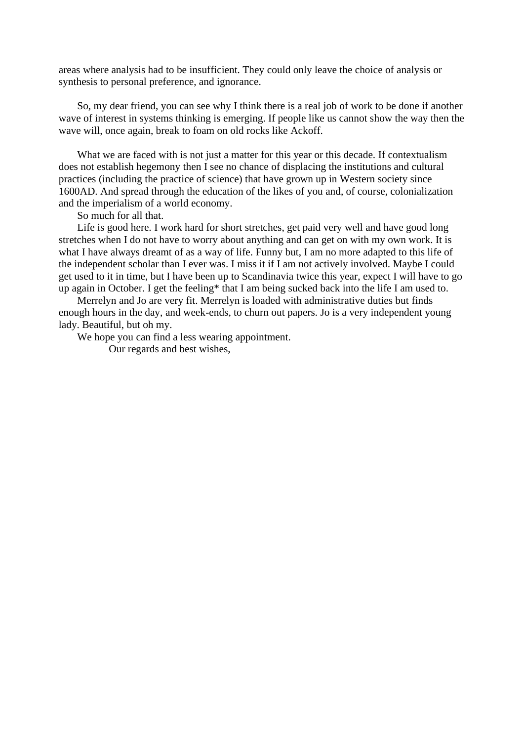areas where analysis had to be insufficient. They could only leave the choice of analysis or synthesis to personal preference, and ignorance.

So, my dear friend, you can see why I think there is a real job of work to be done if another wave of interest in systems thinking is emerging. If people like us cannot show the way then the wave will, once again, break to foam on old rocks like Ackoff.

What we are faced with is not just a matter for this year or this decade. If contextualism does not establish hegemony then I see no chance of displacing the institutions and cultural practices (including the practice of science) that have grown up in Western society since 1600AD. And spread through the education of the likes of you and, of course, colonialization and the imperialism of a world economy.

So much for all that.

Life is good here. I work hard for short stretches, get paid very well and have good long stretches when I do not have to worry about anything and can get on with my own work. It is what I have always dreamt of as a way of life. Funny but, I am no more adapted to this life of the independent scholar than I ever was. I miss it if I am not actively involved. Maybe I could get used to it in time, but I have been up to Scandinavia twice this year, expect I will have to go up again in October. I get the feeling* that I am being sucked back into the life I am used to.

Merrelyn and Jo are very fit. Merrelyn is loaded with administrative duties but finds enough hours in the day, and week-ends, to churn out papers. Jo is a very independent young lady. Beautiful, but oh my.

We hope you can find a less wearing appointment.

Our regards and best wishes,